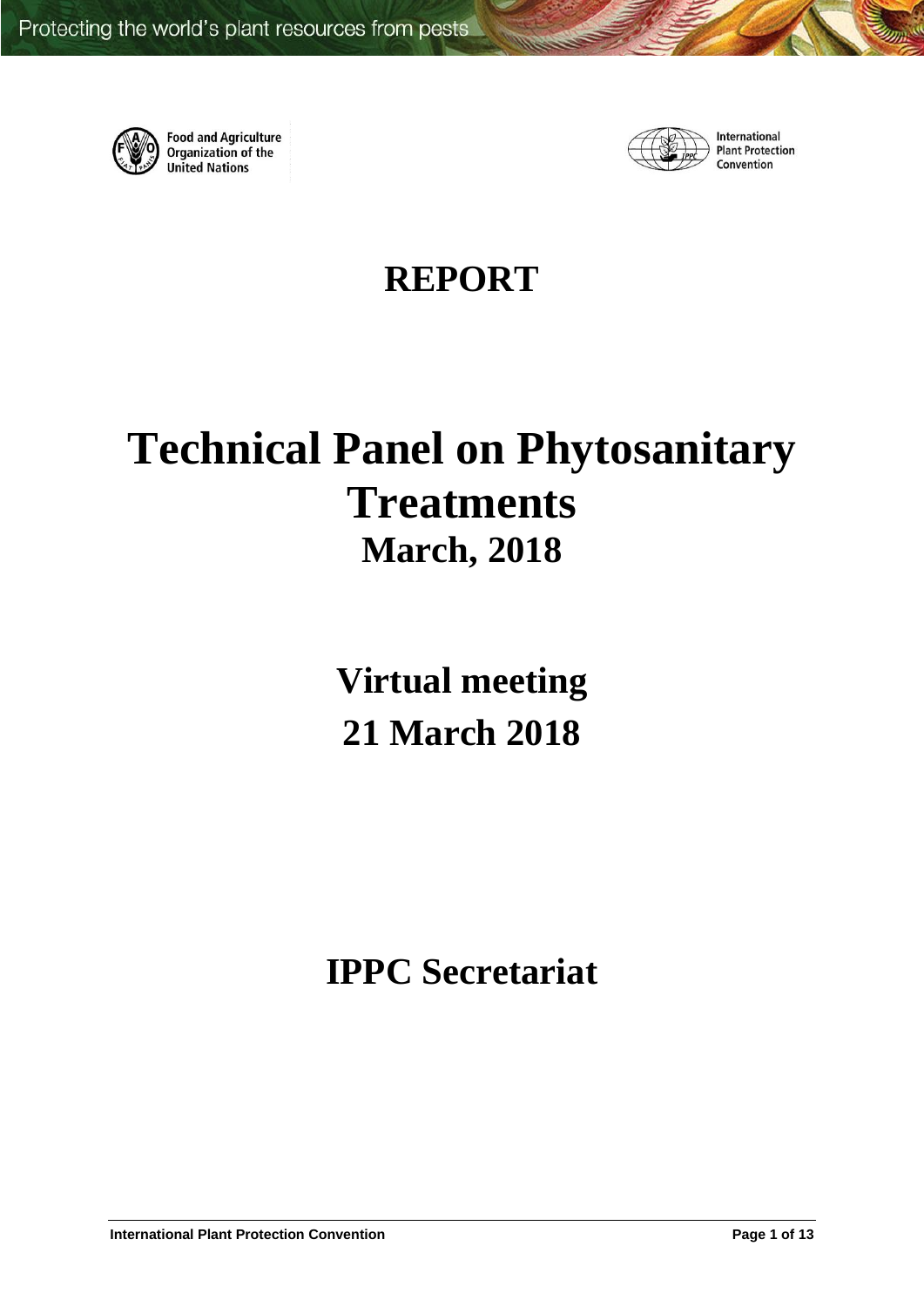Food and Agriculture Organization of the United Nations

International Plant Protection Convention

# REPORT

# Technical Panel on Phytosanitary Treatments

## March, 2018

## Virtual meeting

## 21 March 2018

## IPPC Secretariat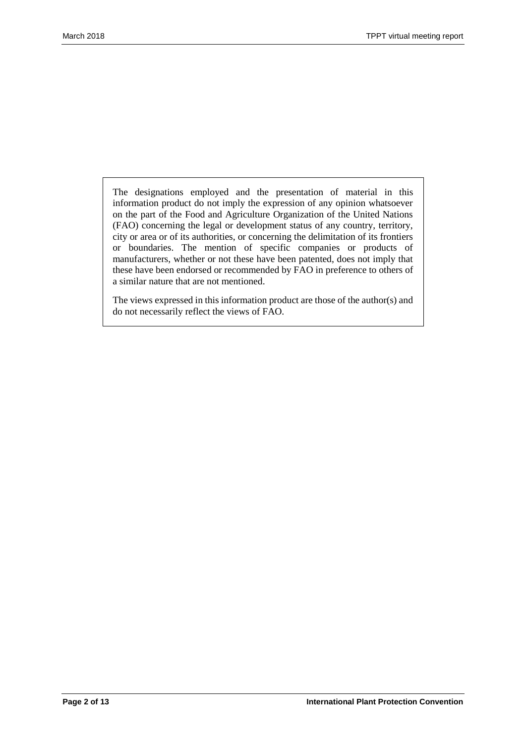The designations employed and the presentation of material in this information product do not imply the expression of any opinion whatsoever on the part of the Food and Agriculture Organization of the United Nations (FAO) concerning the legal or development status of any country, territory, city or area or of its authorities, or concerning the delimitation of its frontiers or boundaries. The mention of specific companies or products of manufacturers, whether or not these have been patented, does not imply that these have been endorsed or recommended by FAO in preference to others of a similar nature that are not mentioned.

The views expressed in this information product are those of the author(s) and do not necessarily reflect the views of FAO.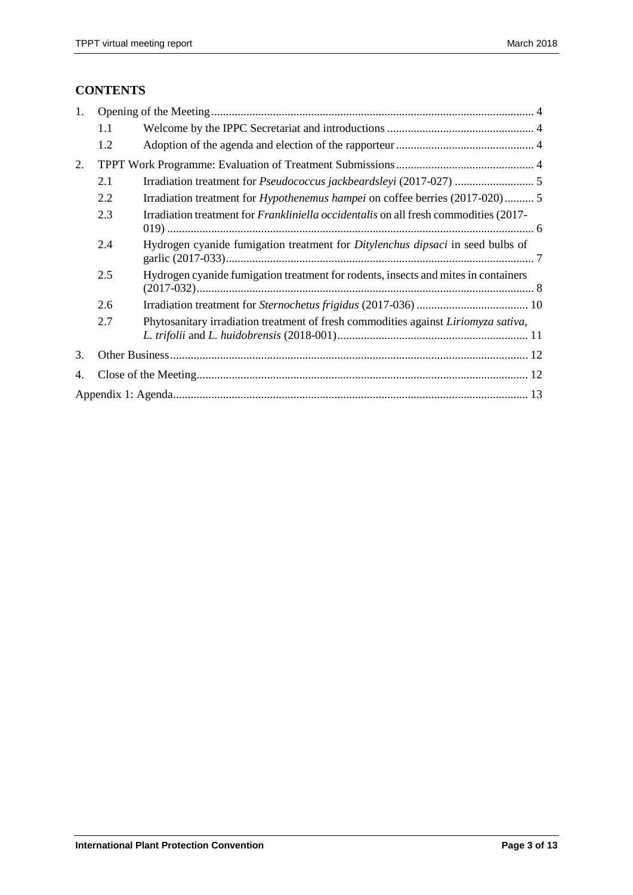## CONTENTS

1. Opening of the Meeting ... 4
   - 1.1 Welcome by the IPPC Secretariat and introductions ... 4
   - 1.2 Adoption of the agenda and election of the rapporteur ... 4
2. TPPT Work Programme: Evaluation of Treatment Submissions ... 4
   - 2.1 Irradiation treatment for *Pseudococcus jackbeardsleyi* (2017-027) ... 5
   - 2.2 Irradiation treatment for *Hypothenemus hampei* on coffee berries (2017-020) ... 5
   - 2.3 Irradiation treatment for *Frankliniella occidentalis* on all fresh commodities (2017-019) ... 6
   - 2.4 Hydrogen cyanide fumigation treatment for *Ditylenchus dipsaci* in seed bulbs of garlic (2017-033) ... 7
   - 2.5 Hydrogen cyanide fumigation treatment for rodents, insects and mites in containers (2017-032) ... 8
   - 2.6 Irradiation treatment for *Sternochetus frigidus* (2017-036) ... 10
   - 2.7 Phytosanitary irradiation treatment of fresh commodities against *Liriomyza sativa*, *L. trifolii* and *L. huidobrensis* (2018-001) ... 11
3. Other Business ... 12
4. Close of the Meeting ... 12

Appendix 1: Agenda ... 13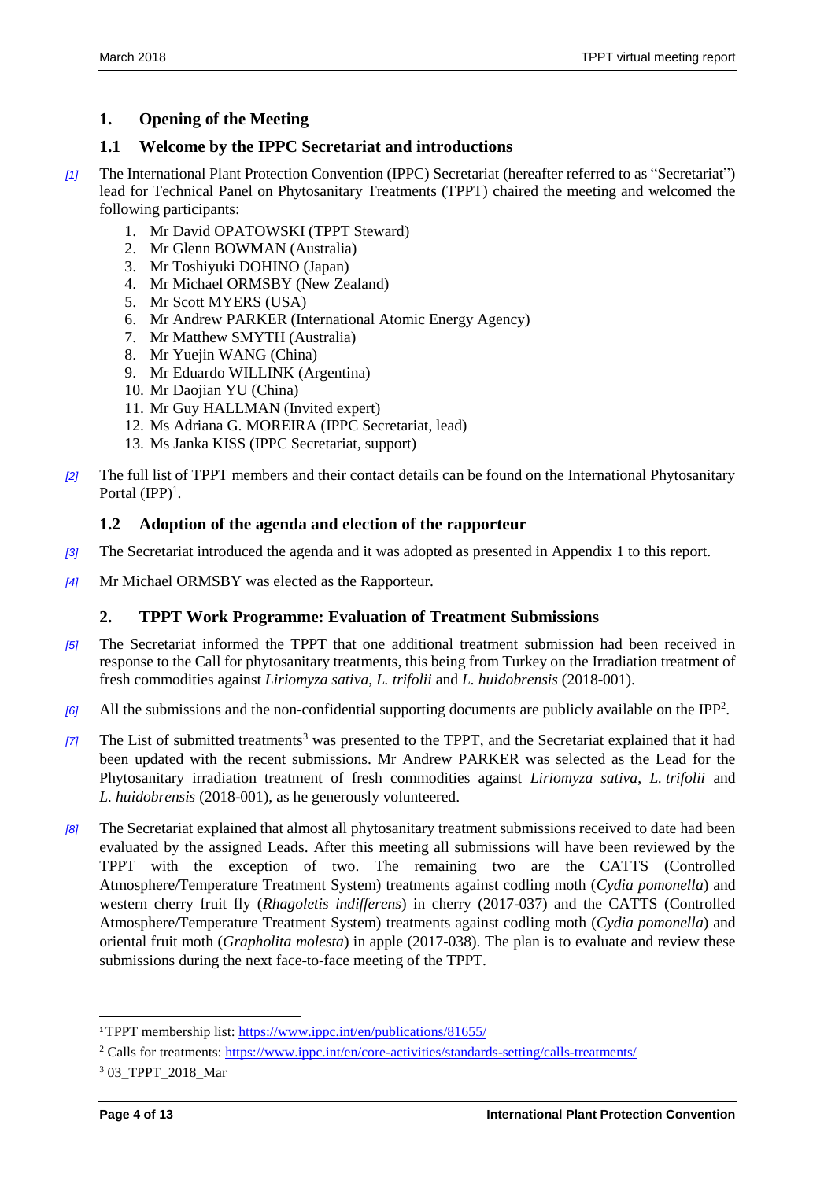## 1. Opening of the Meeting

### 1.1 Welcome by the IPPC Secretariat and introductions

[1] The International Plant Protection Convention (IPPC) Secretariat (hereafter referred to as "Secretariat") lead for Technical Panel on Phytosanitary Treatments (TPPT) chaired the meeting and welcomed the following participants:

1. Mr David OPATOWSKI (TPPT Steward)
2. Mr Glenn BOWMAN (Australia)
3. Mr Toshiyuki DOHINO (Japan)
4. Mr Michael ORMSBY (New Zealand)
5. Mr Scott MYERS (USA)
6. Mr Andrew PARKER (International Atomic Energy Agency)
7. Mr Matthew SMYTH (Australia)
8. Mr Yuejin WANG (China)
9. Mr Eduardo WILLINK (Argentina)
10. Mr Daojian YU (China)
11. Mr Guy HALLMAN (Invited expert)
12. Ms Adriana G. MOREIRA (IPPC Secretariat, lead)
13. Ms Janka KISS (IPPC Secretariat, support)

[2] The full list of TPPT members and their contact details can be found on the International Phytosanitary Portal (IPP)[1].

### 1.2 Adoption of the agenda and election of the rapporteur

[3] The Secretariat introduced the agenda and it was adopted as presented in Appendix 1 to this report.

[4] Mr Michael ORMSBY was elected as the Rapporteur.

## 2. TPPT Work Programme: Evaluation of Treatment Submissions

[5] The Secretariat informed the TPPT that one additional treatment submission had been received in response to the Call for phytosanitary treatments, this being from Turkey on the Irradiation treatment of fresh commodities against *Liriomyza sativa*, *L. trifolii* and *L. huidobrensis* (2018-001).

[6] All the submissions and the non-confidential supporting documents are publicly available on the IPP[2].

[7] The List of submitted treatments[3] was presented to the TPPT, and the Secretariat explained that it had been updated with the recent submissions. Mr Andrew PARKER was selected as the Lead for the Phytosanitary irradiation treatment of fresh commodities against *Liriomyza sativa*, *L. trifolii* and *L. huidobrensis* (2018-001), as he generously volunteered.

[8] The Secretariat explained that almost all phytosanitary treatment submissions received to date had been evaluated by the assigned Leads. After this meeting all submissions will have been reviewed by the TPPT with the exception of two. The remaining two are the CATTS (Controlled Atmosphere/Temperature Treatment System) treatments against codling moth (*Cydia pomonella*) and western cherry fruit fly (*Rhagoletis indifferens*) in cherry (2017-037) and the CATTS (Controlled Atmosphere/Temperature Treatment System) treatments against codling moth (*Cydia pomonella*) and oriental fruit moth (*Grapholita molesta*) in apple (2017-038). The plan is to evaluate and review these submissions during the next face-to-face meeting of the TPPT.

---

[1] TPPT membership list: https://www.ippc.int/en/publications/81655/

[2] Calls for treatments: https://www.ippc.int/en/core-activities/standards-setting/calls-treatments/

[3] 03_TPPT_2018_Mar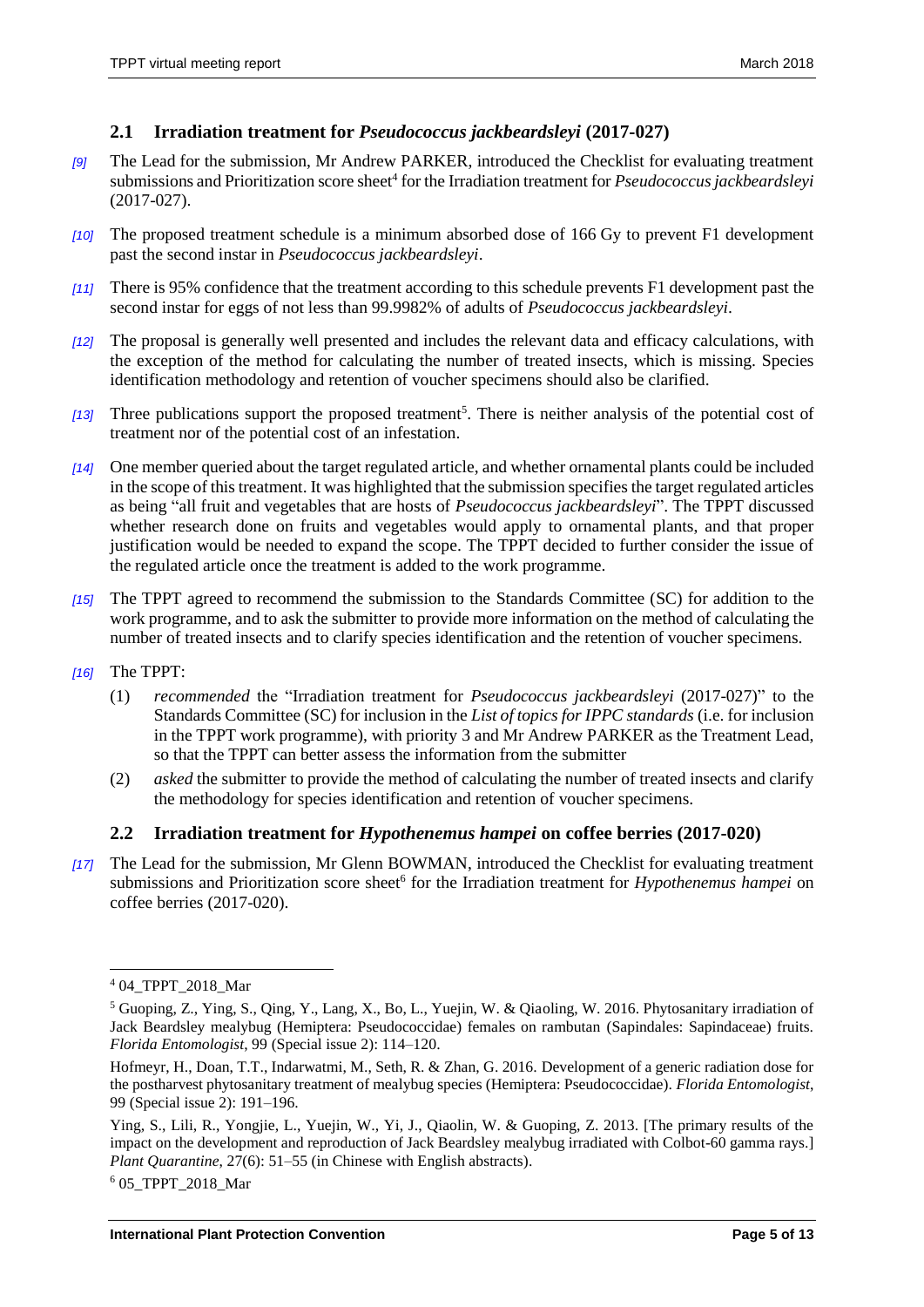## 2.1 Irradiation treatment for *Pseudococcus jackbeardsleyi* (2017-027)

*[9]* The Lead for the submission, Mr Andrew PARKER, introduced the Checklist for evaluating treatment submissions and Prioritization score sheet[4] for the Irradiation treatment for *Pseudococcus jackbeardsleyi* (2017-027).

*[10]* The proposed treatment schedule is a minimum absorbed dose of 166 Gy to prevent F1 development past the second instar in *Pseudococcus jackbeardsleyi*.

*[11]* There is 95% confidence that the treatment according to this schedule prevents F1 development past the second instar for eggs of not less than 99.9982% of adults of *Pseudococcus jackbeardsleyi*.

*[12]* The proposal is generally well presented and includes the relevant data and efficacy calculations, with the exception of the method for calculating the number of treated insects, which is missing. Species identification methodology and retention of voucher specimens should also be clarified.

*[13]* Three publications support the proposed treatment[5]. There is neither analysis of the potential cost of treatment nor of the potential cost of an infestation.

*[14]* One member queried about the target regulated article, and whether ornamental plants could be included in the scope of this treatment. It was highlighted that the submission specifies the target regulated articles as being "all fruit and vegetables that are hosts of *Pseudococcus jackbeardsleyi*". The TPPT discussed whether research done on fruits and vegetables would apply to ornamental plants, and that proper justification would be needed to expand the scope. The TPPT decided to further consider the issue of the regulated article once the treatment is added to the work programme.

*[15]* The TPPT agreed to recommend the submission to the Standards Committee (SC) for addition to the work programme, and to ask the submitter to provide more information on the method of calculating the number of treated insects and to clarify species identification and the retention of voucher specimens.

*[16]* The TPPT:

(1) *recommended* the "Irradiation treatment for *Pseudococcus jackbeardsleyi* (2017-027)" to the Standards Committee (SC) for inclusion in the *List of topics for IPPC standards* (i.e. for inclusion in the TPPT work programme), with priority 3 and Mr Andrew PARKER as the Treatment Lead, so that the TPPT can better assess the information from the submitter

(2) *asked* the submitter to provide the method of calculating the number of treated insects and clarify the methodology for species identification and retention of voucher specimens.

## 2.2 Irradiation treatment for *Hypothenemus hampei* on coffee berries (2017-020)

*[17]* The Lead for the submission, Mr Glenn BOWMAN, introduced the Checklist for evaluating treatment submissions and Prioritization score sheet[6] for the Irradiation treatment for *Hypothenemus hampei* on coffee berries (2017-020).

---

[4] 04_TPPT_2018_Mar

[5] Guoping, Z., Ying, S., Qing, Y., Lang, X., Bo, L., Yuejin, W. & Qiaoling, W. 2016. Phytosanitary irradiation of Jack Beardsley mealybug (Hemiptera: Pseudococcidae) females on rambutan (Sapindales: Sapindaceae) fruits. *Florida Entomologist*, 99 (Special issue 2): 114–120.

Hofmeyr, H., Doan, T.T., Indarwatmi, M., Seth, R. & Zhan, G. 2016. Development of a generic radiation dose for the postharvest phytosanitary treatment of mealybug species (Hemiptera: Pseudococcidae). *Florida Entomologist*, 99 (Special issue 2): 191–196.

Ying, S., Lili, R., Yongjie, L., Yuejin, W., Yi, J., Qiaolin, W. & Guoping, Z. 2013. [The primary results of the impact on the development and reproduction of Jack Beardsley mealybug irradiated with Colbot-60 gamma rays.] *Plant Quarantine*, 27(6): 51–55 (in Chinese with English abstracts).

[6] 05_TPPT_2018_Mar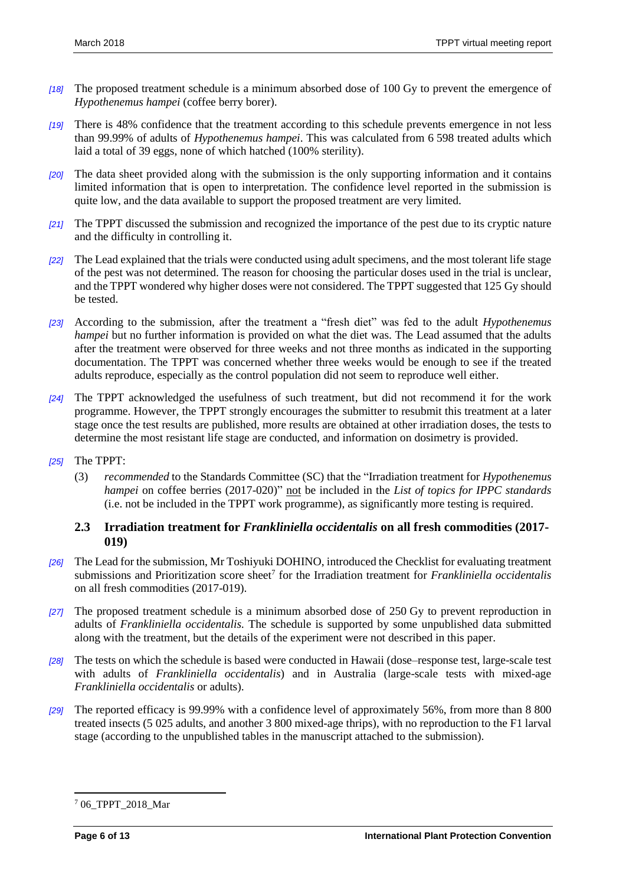*[18]* The proposed treatment schedule is a minimum absorbed dose of 100 Gy to prevent the emergence of *Hypothenemus hampei* (coffee berry borer).

*[19]* There is 48% confidence that the treatment according to this schedule prevents emergence in not less than 99.99% of adults of *Hypothenemus hampei*. This was calculated from 6 598 treated adults which laid a total of 39 eggs, none of which hatched (100% sterility).

*[20]* The data sheet provided along with the submission is the only supporting information and it contains limited information that is open to interpretation. The confidence level reported in the submission is quite low, and the data available to support the proposed treatment are very limited.

*[21]* The TPPT discussed the submission and recognized the importance of the pest due to its cryptic nature and the difficulty in controlling it.

*[22]* The Lead explained that the trials were conducted using adult specimens, and the most tolerant life stage of the pest was not determined. The reason for choosing the particular doses used in the trial is unclear, and the TPPT wondered why higher doses were not considered. The TPPT suggested that 125 Gy should be tested.

*[23]* According to the submission, after the treatment a "fresh diet" was fed to the adult *Hypothenemus hampei* but no further information is provided on what the diet was. The Lead assumed that the adults after the treatment were observed for three weeks and not three months as indicated in the supporting documentation. The TPPT was concerned whether three weeks would be enough to see if the treated adults reproduce, especially as the control population did not seem to reproduce well either.

*[24]* The TPPT acknowledged the usefulness of such treatment, but did not recommend it for the work programme. However, the TPPT strongly encourages the submitter to resubmit this treatment at a later stage once the test results are published, more results are obtained at other irradiation doses, the tests to determine the most resistant life stage are conducted, and information on dosimetry is provided.

*[25]* The TPPT:

(3) *recommended* to the Standards Committee (SC) that the "Irradiation treatment for *Hypothenemus hampei* on coffee berries (2017-020)" not be included in the *List of topics for IPPC standards* (i.e. not be included in the TPPT work programme), as significantly more testing is required.

### 2.3 Irradiation treatment for *Frankliniella occidentalis* on all fresh commodities (2017-019)

*[26]* The Lead for the submission, Mr Toshiyuki DOHINO, introduced the Checklist for evaluating treatment submissions and Prioritization score sheet[7] for the Irradiation treatment for *Frankliniella occidentalis* on all fresh commodities (2017-019).

*[27]* The proposed treatment schedule is a minimum absorbed dose of 250 Gy to prevent reproduction in adults of *Frankliniella occidentalis.* The schedule is supported by some unpublished data submitted along with the treatment, but the details of the experiment were not described in this paper.

*[28]* The tests on which the schedule is based were conducted in Hawaii (dose–response test, large-scale test with adults of *Frankliniella occidentalis*) and in Australia (large-scale tests with mixed-age *Frankliniella occidentalis* or adults).

*[29]* The reported efficacy is 99.99% with a confidence level of approximately 56%, from more than 8 800 treated insects (5 025 adults, and another 3 800 mixed-age thrips), with no reproduction to the F1 larval stage (according to the unpublished tables in the manuscript attached to the submission).

---

[7] 06_TPPT_2018_Mar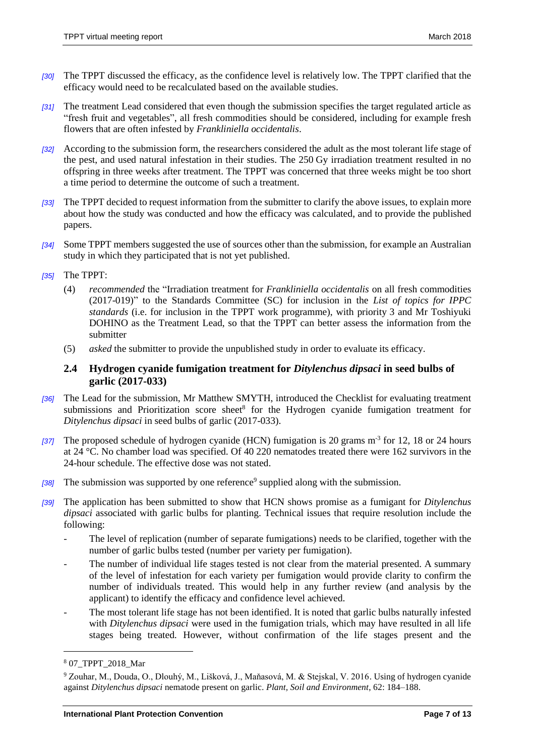*[30]* The TPPT discussed the efficacy, as the confidence level is relatively low. The TPPT clarified that the efficacy would need to be recalculated based on the available studies.

*[31]* The treatment Lead considered that even though the submission specifies the target regulated article as "fresh fruit and vegetables", all fresh commodities should be considered, including for example fresh flowers that are often infested by *Frankliniella occidentalis*.

*[32]* According to the submission form, the researchers considered the adult as the most tolerant life stage of the pest, and used natural infestation in their studies. The 250 Gy irradiation treatment resulted in no offspring in three weeks after treatment. The TPPT was concerned that three weeks might be too short a time period to determine the outcome of such a treatment.

*[33]* The TPPT decided to request information from the submitter to clarify the above issues, to explain more about how the study was conducted and how the efficacy was calculated, and to provide the published papers.

*[34]* Some TPPT members suggested the use of sources other than the submission, for example an Australian study in which they participated that is not yet published.

*[35]* The TPPT:

(4) *recommended* the "Irradiation treatment for *Frankliniella occidentalis* on all fresh commodities (2017-019)" to the Standards Committee (SC) for inclusion in the *List of topics for IPPC standards* (i.e. for inclusion in the TPPT work programme), with priority 3 and Mr Toshiyuki DOHINO as the Treatment Lead, so that the TPPT can better assess the information from the submitter

(5) *asked* the submitter to provide the unpublished study in order to evaluate its efficacy.

## 2.4 Hydrogen cyanide fumigation treatment for *Ditylenchus dipsaci* in seed bulbs of garlic (2017-033)

*[36]* The Lead for the submission, Mr Matthew SMYTH, introduced the Checklist for evaluating treatment submissions and Prioritization score sheet[8] for the Hydrogen cyanide fumigation treatment for *Ditylenchus dipsaci* in seed bulbs of garlic (2017-033).

*[37]* The proposed schedule of hydrogen cyanide (HCN) fumigation is 20 grams $m^{-3}$ for 12, 18 or 24 hours at 24 °C. No chamber load was specified. Of 40 220 nematodes treated there were 162 survivors in the 24-hour schedule. The effective dose was not stated.

*[38]* The submission was supported by one reference[9] supplied along with the submission.

*[39]* The application has been submitted to show that HCN shows promise as a fumigant for *Ditylenchus dipsaci* associated with garlic bulbs for planting. Technical issues that require resolution include the following:

- The level of replication (number of separate fumigations) needs to be clarified, together with the number of garlic bulbs tested (number per variety per fumigation).
- The number of individual life stages tested is not clear from the material presented. A summary of the level of infestation for each variety per fumigation would provide clarity to confirm the number of individuals treated. This would help in any further review (and analysis by the applicant) to identify the efficacy and confidence level achieved.
- The most tolerant life stage has not been identified. It is noted that garlic bulbs naturally infested with *Ditylenchus dipsaci* were used in the fumigation trials, which may have resulted in all life stages being treated. However, without confirmation of the life stages present and the

---

[8] 07_TPPT_2018_Mar

[9] Zouhar, M., Douda, O., Dlouhý, M., Lišková, J., Maňasová, M. & Stejskal, V. 2016. Using of hydrogen cyanide against *Ditylenchus dipsaci* nematode present on garlic. *Plant, Soil and Environment*, 62: 184–188.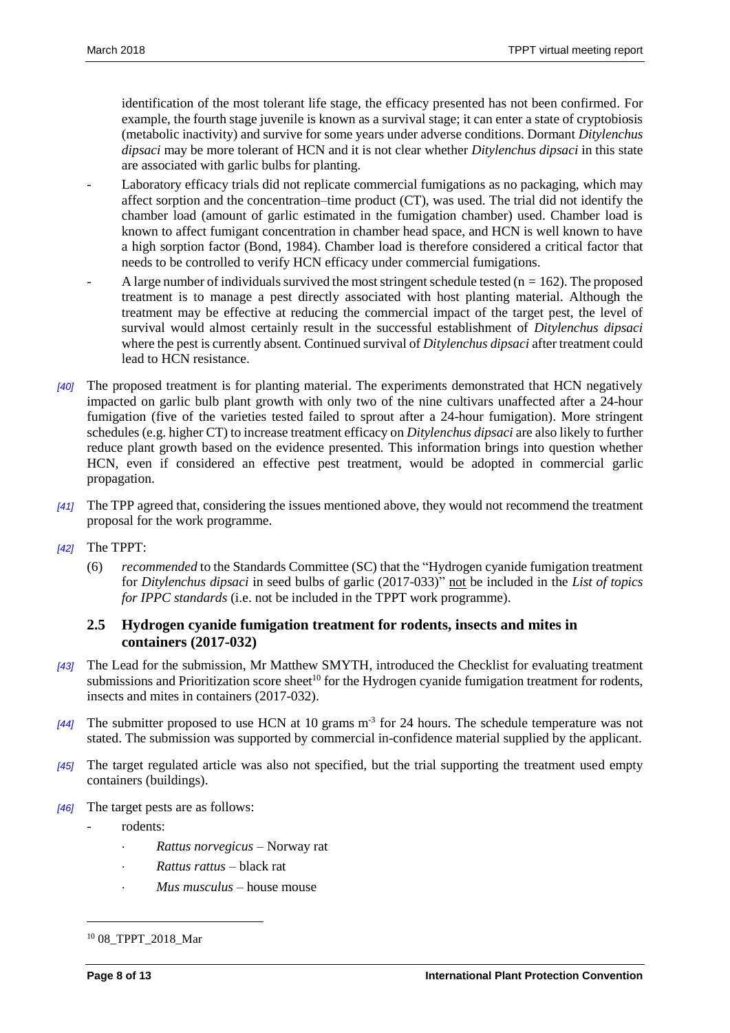identification of the most tolerant life stage, the efficacy presented has not been confirmed. For example, the fourth stage juvenile is known as a survival stage; it can enter a state of cryptobiosis (metabolic inactivity) and survive for some years under adverse conditions. Dormant *Ditylenchus dipsaci* may be more tolerant of HCN and it is not clear whether *Ditylenchus dipsaci* in this state are associated with garlic bulbs for planting.

- Laboratory efficacy trials did not replicate commercial fumigations as no packaging, which may affect sorption and the concentration–time product (CT), was used. The trial did not identify the chamber load (amount of garlic estimated in the fumigation chamber) used. Chamber load is known to affect fumigant concentration in chamber head space, and HCN is well known to have a high sorption factor (Bond, 1984). Chamber load is therefore considered a critical factor that needs to be controlled to verify HCN efficacy under commercial fumigations.
- A large number of individuals survived the most stringent schedule tested (n = 162). The proposed treatment is to manage a pest directly associated with host planting material. Although the treatment may be effective at reducing the commercial impact of the target pest, the level of survival would almost certainly result in the successful establishment of *Ditylenchus dipsaci* where the pest is currently absent. Continued survival of *Ditylenchus dipsaci* after treatment could lead to HCN resistance.

*[40]* The proposed treatment is for planting material. The experiments demonstrated that HCN negatively impacted on garlic bulb plant growth with only two of the nine cultivars unaffected after a 24-hour fumigation (five of the varieties tested failed to sprout after a 24-hour fumigation). More stringent schedules (e.g. higher CT) to increase treatment efficacy on *Ditylenchus dipsaci* are also likely to further reduce plant growth based on the evidence presented. This information brings into question whether HCN, even if considered an effective pest treatment, would be adopted in commercial garlic propagation.

*[41]* The TPP agreed that, considering the issues mentioned above, they would not recommend the treatment proposal for the work programme.

*[42]* The TPPT:

(6) *recommended* to the Standards Committee (SC) that the "Hydrogen cyanide fumigation treatment for *Ditylenchus dipsaci* in seed bulbs of garlic (2017-033)" not be included in the *List of topics for IPPC standards* (i.e. not be included in the TPPT work programme).

## 2.5 Hydrogen cyanide fumigation treatment for rodents, insects and mites in containers (2017-032)

*[43]* The Lead for the submission, Mr Matthew SMYTH, introduced the Checklist for evaluating treatment submissions and Prioritization score sheet[10] for the Hydrogen cyanide fumigation treatment for rodents, insects and mites in containers (2017-032).

*[44]* The submitter proposed to use HCN at 10 grams m$^{-3}$ for 24 hours. The schedule temperature was not stated. The submission was supported by commercial in-confidence material supplied by the applicant.

*[45]* The target regulated article was also not specified, but the trial supporting the treatment used empty containers (buildings).

*[46]* The target pests are as follows:

- rodents:
  - *Rattus norvegicus* – Norway rat
  - *Rattus rattus* – black rat
  - *Mus musculus* – house mouse

[10] 08_TPPT_2018_Mar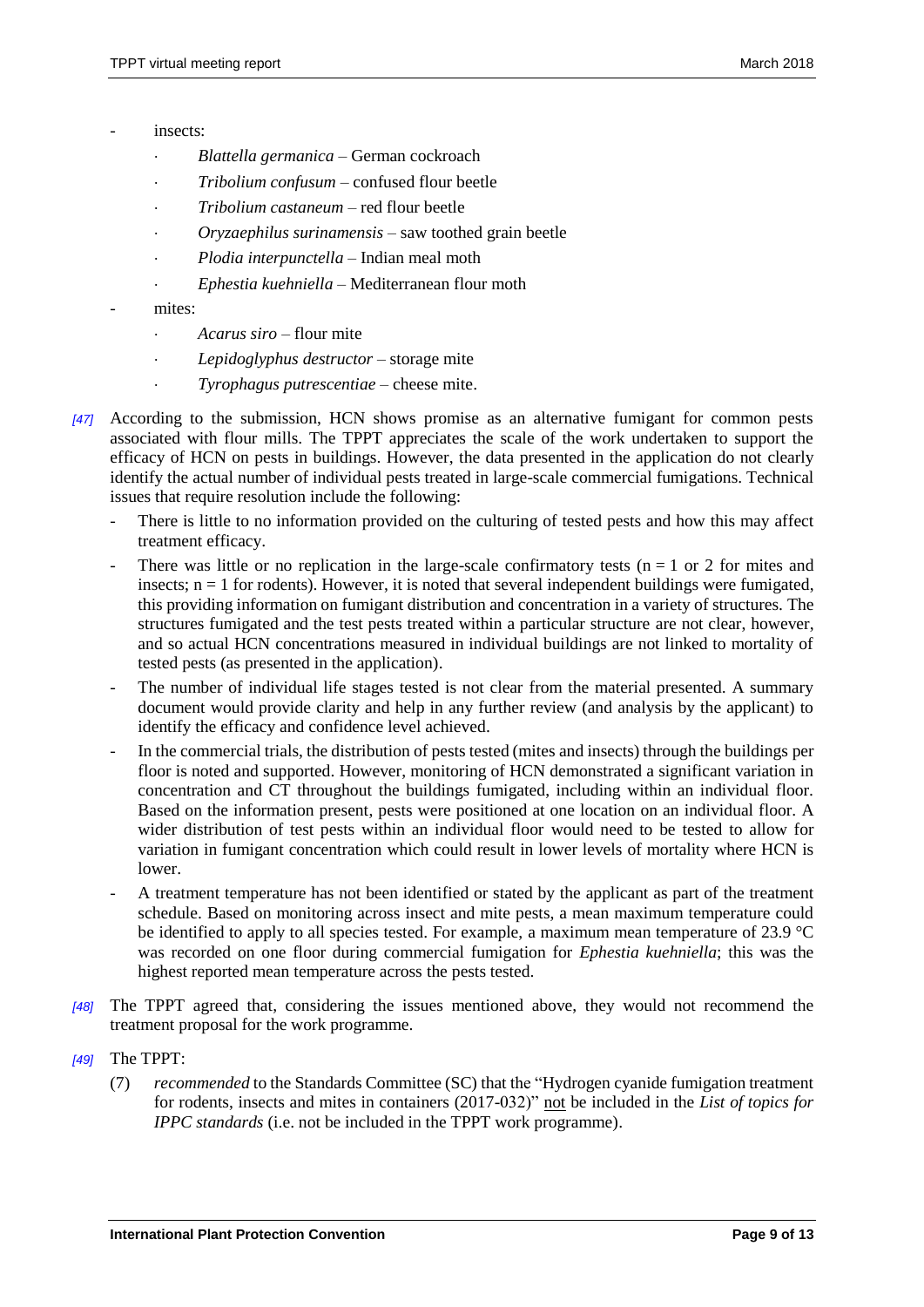- insects:
  - *Blattella germanica* – German cockroach
  - *Tribolium confusum* – confused flour beetle
  - *Tribolium castaneum* – red flour beetle
  - *Oryzaephilus surinamensis* – saw toothed grain beetle
  - *Plodia interpunctella* – Indian meal moth
  - *Ephestia kuehniella* – Mediterranean flour moth
- mites:
  - *Acarus siro* – flour mite
  - *Lepidoglyphus destructor* – storage mite
  - *Tyrophagus putrescentiae* – cheese mite.

*[47]* According to the submission, HCN shows promise as an alternative fumigant for common pests associated with flour mills. The TPPT appreciates the scale of the work undertaken to support the efficacy of HCN on pests in buildings. However, the data presented in the application do not clearly identify the actual number of individual pests treated in large-scale commercial fumigations. Technical issues that require resolution include the following:

- There is little to no information provided on the culturing of tested pests and how this may affect treatment efficacy.
- There was little or no replication in the large-scale confirmatory tests ($n = 1$ or 2 for mites and insects; $n = 1$ for rodents). However, it is noted that several independent buildings were fumigated, this providing information on fumigant distribution and concentration in a variety of structures. The structures fumigated and the test pests treated within a particular structure are not clear, however, and so actual HCN concentrations measured in individual buildings are not linked to mortality of tested pests (as presented in the application).
- The number of individual life stages tested is not clear from the material presented. A summary document would provide clarity and help in any further review (and analysis by the applicant) to identify the efficacy and confidence level achieved.
- In the commercial trials, the distribution of pests tested (mites and insects) through the buildings per floor is noted and supported. However, monitoring of HCN demonstrated a significant variation in concentration and CT throughout the buildings fumigated, including within an individual floor. Based on the information present, pests were positioned at one location on an individual floor. A wider distribution of test pests within an individual floor would need to be tested to allow for variation in fumigant concentration which could result in lower levels of mortality where HCN is lower.
- A treatment temperature has not been identified or stated by the applicant as part of the treatment schedule. Based on monitoring across insect and mite pests, a mean maximum temperature could be identified to apply to all species tested. For example, a maximum mean temperature of 23.9 °C was recorded on one floor during commercial fumigation for *Ephestia kuehniella*; this was the highest reported mean temperature across the pests tested.

*[48]* The TPPT agreed that, considering the issues mentioned above, they would not recommend the treatment proposal for the work programme.

*[49]* The TPPT:

(7) *recommended* to the Standards Committee (SC) that the "Hydrogen cyanide fumigation treatment for rodents, insects and mites in containers (2017-032)" not be included in the *List of topics for IPPC standards* (i.e. not be included in the TPPT work programme).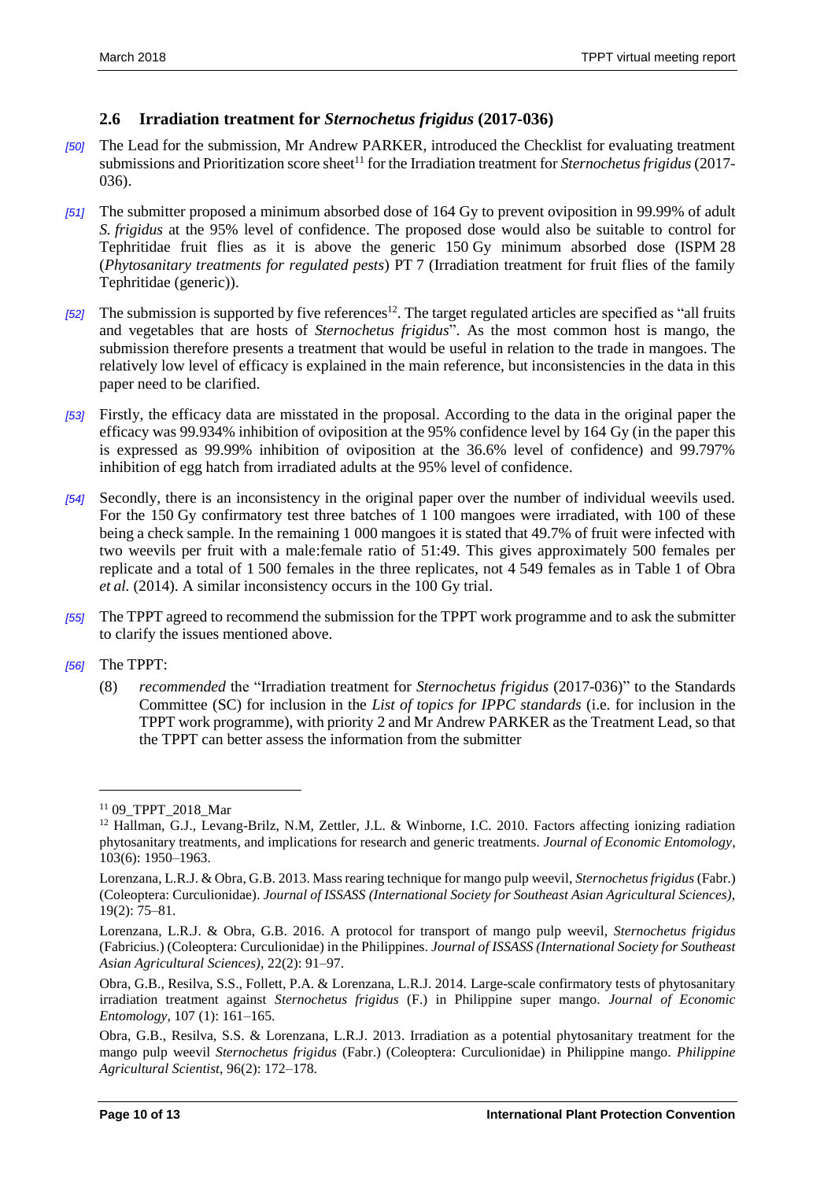### 2.6 Irradiation treatment for *Sternochetus frigidus* (2017-036)

*[50]* The Lead for the submission, Mr Andrew PARKER, introduced the Checklist for evaluating treatment submissions and Prioritization score sheet[11] for the Irradiation treatment for *Sternochetus frigidus* (2017-036).

*[51]* The submitter proposed a minimum absorbed dose of 164 Gy to prevent oviposition in 99.99% of adult *S. frigidus* at the 95% level of confidence. The proposed dose would also be suitable to control for Tephritidae fruit flies as it is above the generic 150 Gy minimum absorbed dose (ISPM 28 (*Phytosanitary treatments for regulated pests*) PT 7 (Irradiation treatment for fruit flies of the family Tephritidae (generic)).

*[52]* The submission is supported by five references[12]. The target regulated articles are specified as "all fruits and vegetables that are hosts of *Sternochetus frigidus*". As the most common host is mango, the submission therefore presents a treatment that would be useful in relation to the trade in mangoes. The relatively low level of efficacy is explained in the main reference, but inconsistencies in the data in this paper need to be clarified.

*[53]* Firstly, the efficacy data are misstated in the proposal. According to the data in the original paper the efficacy was 99.934% inhibition of oviposition at the 95% confidence level by 164 Gy (in the paper this is expressed as 99.99% inhibition of oviposition at the 36.6% level of confidence) and 99.797% inhibition of egg hatch from irradiated adults at the 95% level of confidence.

*[54]* Secondly, there is an inconsistency in the original paper over the number of individual weevils used. For the 150 Gy confirmatory test three batches of 1 100 mangoes were irradiated, with 100 of these being a check sample. In the remaining 1 000 mangoes it is stated that 49.7% of fruit were infected with two weevils per fruit with a male:female ratio of 51:49. This gives approximately 500 females per replicate and a total of 1 500 females in the three replicates, not 4 549 females as in Table 1 of Obra *et al.* (2014). A similar inconsistency occurs in the 100 Gy trial.

*[55]* The TPPT agreed to recommend the submission for the TPPT work programme and to ask the submitter to clarify the issues mentioned above.

*[56]* The TPPT:

(8) *recommended* the "Irradiation treatment for *Sternochetus frigidus* (2017-036)" to the Standards Committee (SC) for inclusion in the *List of topics for IPPC standards* (i.e. for inclusion in the TPPT work programme), with priority 2 and Mr Andrew PARKER as the Treatment Lead, so that the TPPT can better assess the information from the submitter

---

[11] 09_TPPT_2018_Mar

[12] Hallman, G.J., Levang-Brilz, N.M, Zettler, J.L. & Winborne, I.C. 2010. Factors affecting ionizing radiation phytosanitary treatments, and implications for research and generic treatments. *Journal of Economic Entomology*, 103(6): 1950–1963.

Lorenzana, L.R.J. & Obra, G.B. 2013. Mass rearing technique for mango pulp weevil, *Sternochetus frigidus* (Fabr.) (Coleoptera: Curculionidae). *Journal of ISSASS (International Society for Southeast Asian Agricultural Sciences)*, 19(2): 75–81.

Lorenzana, L.R.J. & Obra, G.B. 2016. A protocol for transport of mango pulp weevil, *Sternochetus frigidus* (Fabricius.) (Coleoptera: Curculionidae) in the Philippines. *Journal of ISSASS (International Society for Southeast Asian Agricultural Sciences)*, 22(2): 91–97.

Obra, G.B., Resilva, S.S., Follett, P.A. & Lorenzana, L.R.J. 2014. Large-scale confirmatory tests of phytosanitary irradiation treatment against *Sternochetus frigidus* (F.) in Philippine super mango. *Journal of Economic Entomology*, 107 (1): 161–165.

Obra, G.B., Resilva, S.S. & Lorenzana, L.R.J. 2013. Irradiation as a potential phytosanitary treatment for the mango pulp weevil *Sternochetus frigidus* (Fabr.) (Coleoptera: Curculionidae) in Philippine mango. *Philippine Agricultural Scientist*, 96(2): 172–178.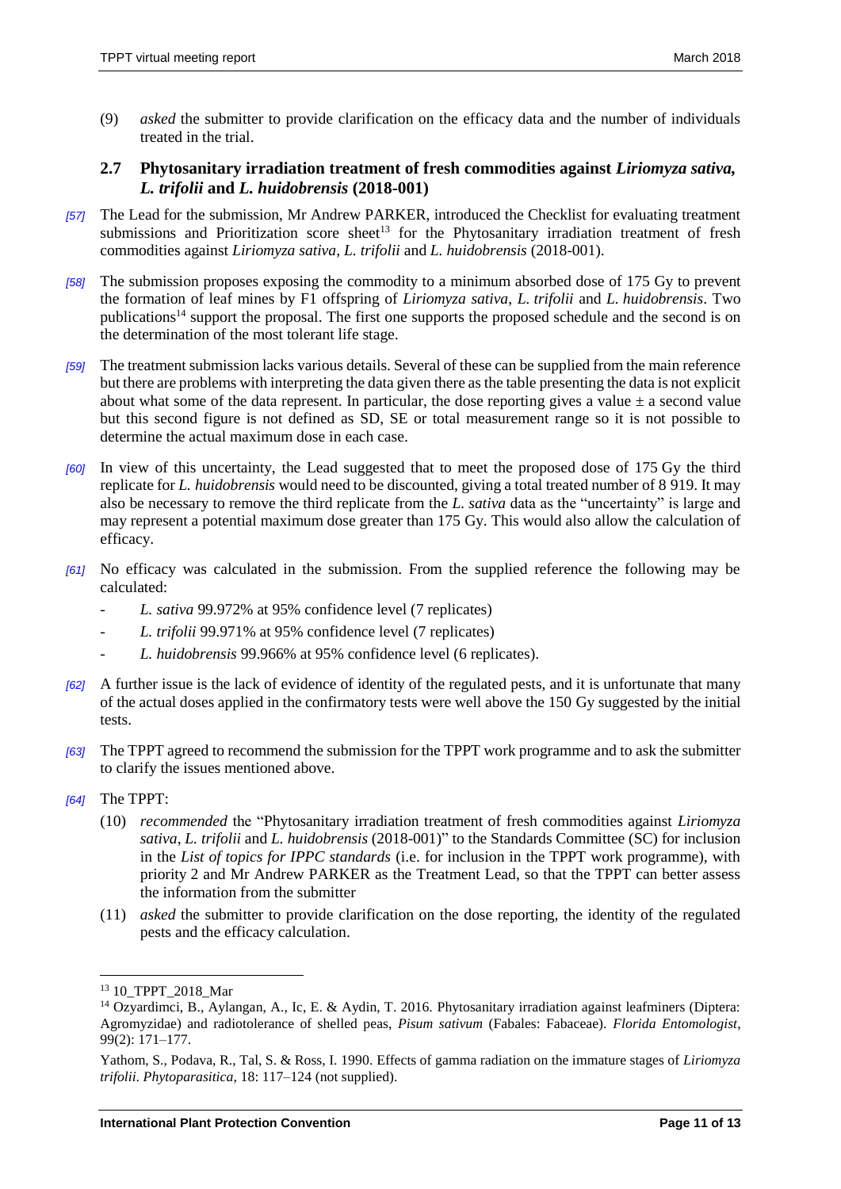(9) *asked* the submitter to provide clarification on the efficacy data and the number of individuals treated in the trial.

## 2.7 Phytosanitary irradiation treatment of fresh commodities against *Liriomyza sativa, L. trifolii* and *L. huidobrensis* (2018-001)

*[57]* The Lead for the submission, Mr Andrew PARKER, introduced the Checklist for evaluating treatment submissions and Prioritization score sheet[13] for the Phytosanitary irradiation treatment of fresh commodities against *Liriomyza sativa*, *L. trifolii* and *L. huidobrensis* (2018-001).

*[58]* The submission proposes exposing the commodity to a minimum absorbed dose of 175 Gy to prevent the formation of leaf mines by F1 offspring of *Liriomyza sativa*, *L. trifolii* and *L. huidobrensis*. Two publications[14] support the proposal. The first one supports the proposed schedule and the second is on the determination of the most tolerant life stage.

*[59]* The treatment submission lacks various details. Several of these can be supplied from the main reference but there are problems with interpreting the data given there as the table presenting the data is not explicit about what some of the data represent. In particular, the dose reporting gives a value ± a second value but this second figure is not defined as SD, SE or total measurement range so it is not possible to determine the actual maximum dose in each case.

*[60]* In view of this uncertainty, the Lead suggested that to meet the proposed dose of 175 Gy the third replicate for *L. huidobrensis* would need to be discounted, giving a total treated number of 8 919. It may also be necessary to remove the third replicate from the *L. sativa* data as the "uncertainty" is large and may represent a potential maximum dose greater than 175 Gy. This would also allow the calculation of efficacy.

*[61]* No efficacy was calculated in the submission. From the supplied reference the following may be calculated:

- *L. sativa* 99.972% at 95% confidence level (7 replicates)
- *L. trifolii* 99.971% at 95% confidence level (7 replicates)
- *L. huidobrensis* 99.966% at 95% confidence level (6 replicates).

*[62]* A further issue is the lack of evidence of identity of the regulated pests, and it is unfortunate that many of the actual doses applied in the confirmatory tests were well above the 150 Gy suggested by the initial tests.

*[63]* The TPPT agreed to recommend the submission for the TPPT work programme and to ask the submitter to clarify the issues mentioned above.

*[64]* The TPPT:

(10) *recommended* the "Phytosanitary irradiation treatment of fresh commodities against *Liriomyza sativa*, *L. trifolii* and *L. huidobrensis* (2018-001)" to the Standards Committee (SC) for inclusion in the *List of topics for IPPC standards* (i.e. for inclusion in the TPPT work programme), with priority 2 and Mr Andrew PARKER as the Treatment Lead, so that the TPPT can better assess the information from the submitter

(11) *asked* the submitter to provide clarification on the dose reporting, the identity of the regulated pests and the efficacy calculation.

---

[13] 10_TPPT_2018_Mar

[14] Ozyardimci, B., Aylangan, A., Ic, E. & Aydin, T. 2016. Phytosanitary irradiation against leafminers (Diptera: Agromyzidae) and radiotolerance of shelled peas, *Pisum sativum* (Fabales: Fabaceae). *Florida Entomologist*, 99(2): 171–177.

Yathom, S., Podava, R., Tal, S. & Ross, I. 1990. Effects of gamma radiation on the immature stages of *Liriomyza trifolii*. *Phytoparasitica*, 18: 117–124 (not supplied).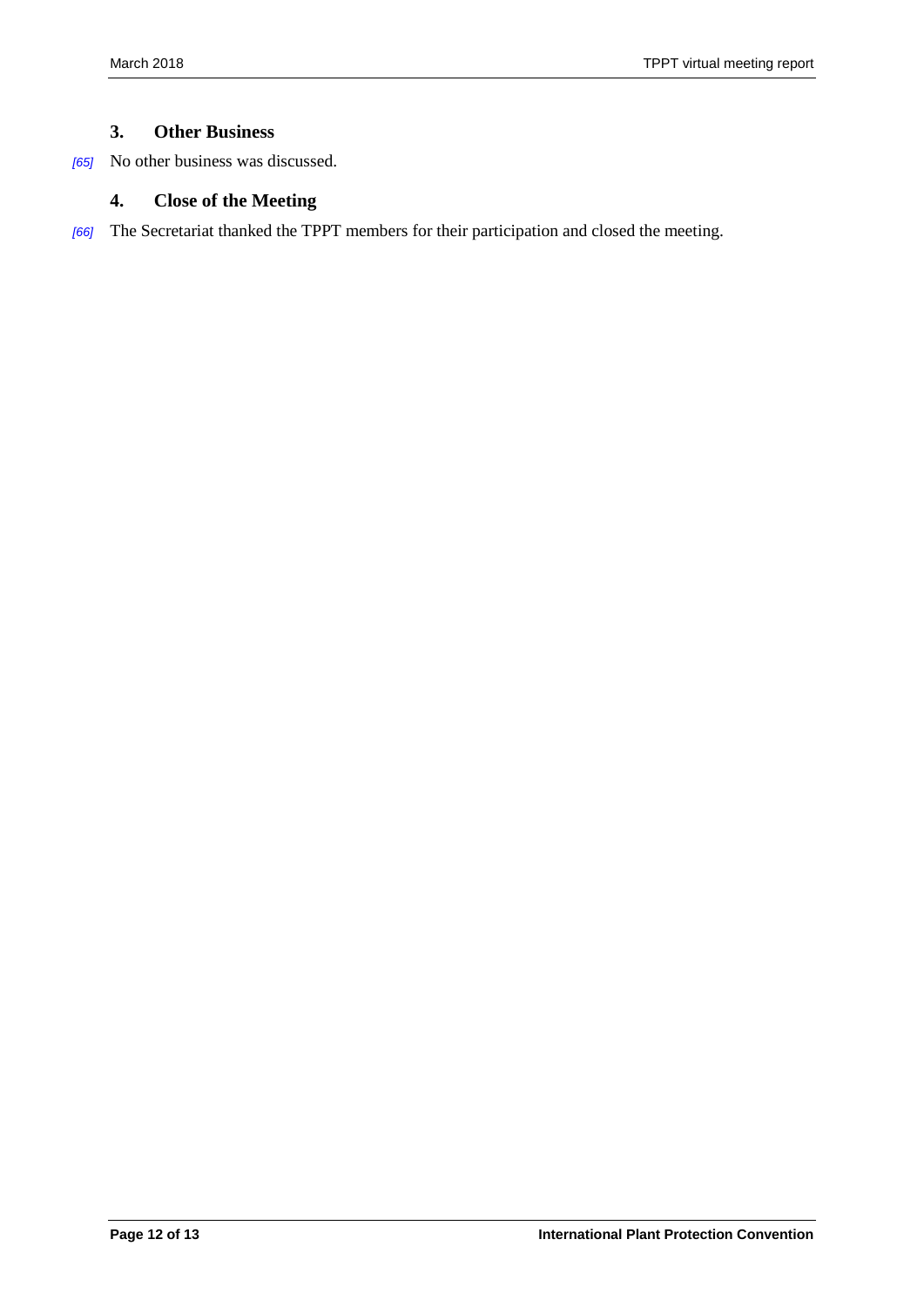## 3. Other Business

[65] No other business was discussed.

## 4. Close of the Meeting

[66] The Secretariat thanked the TPPT members for their participation and closed the meeting.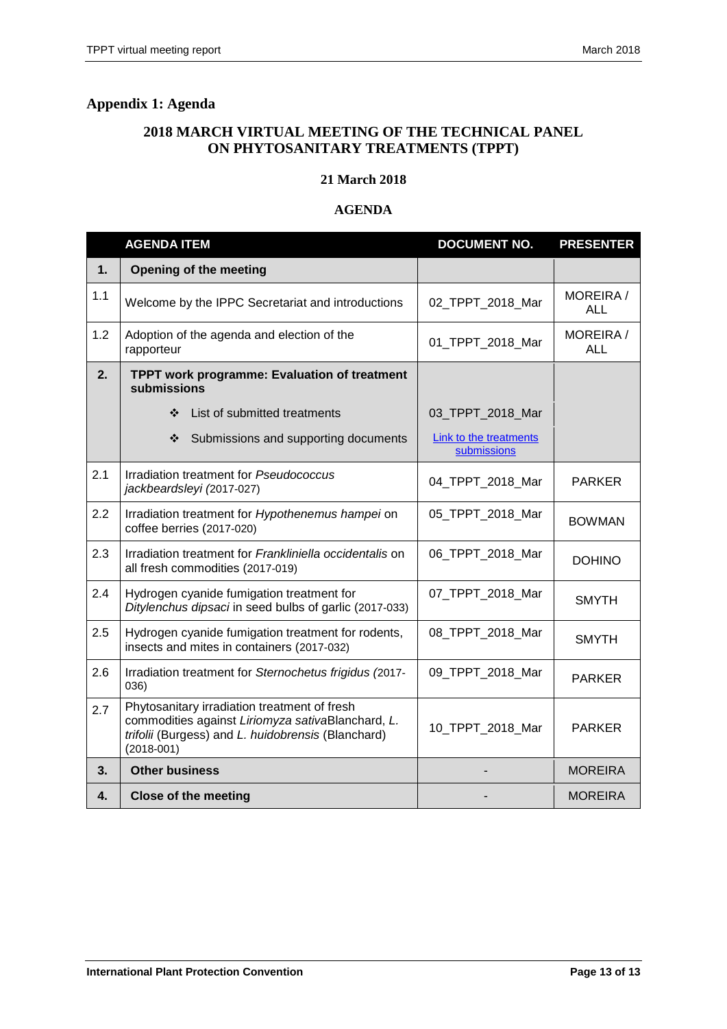## Appendix 1: Agenda

### 2018 MARCH VIRTUAL MEETING OF THE TECHNICAL PANEL ON PHYTOSANITARY TREATMENTS (TPPT)

**21 March 2018**

**AGENDA**

| | AGENDA ITEM | DOCUMENT NO. | PRESENTER |
|---|---|---|---|
| **1.** | **Opening of the meeting** | | |
| 1.1 | Welcome by the IPPC Secretariat and introductions | 02_TPPT_2018_Mar | MOREIRA / ALL |
| 1.2 | Adoption of the agenda and election of the rapporteur | 01_TPPT_2018_Mar | MOREIRA / ALL |
| **2.** | **TPPT work programme: Evaluation of treatment submissions** | | |
| | ❖ List of submitted treatments | 03_TPPT_2018_Mar | |
| | ❖ Submissions and supporting documents | Link to the treatments submissions | |
| 2.1 | Irradiation treatment for *Pseudococcus jackbeardsleyi* (2017-027) | 04_TPPT_2018_Mar | PARKER |
| 2.2 | Irradiation treatment for *Hypothenemus hampei* on coffee berries (2017-020) | 05_TPPT_2018_Mar | BOWMAN |
| 2.3 | Irradiation treatment for *Frankliniella occidentalis* on all fresh commodities (2017-019) | 06_TPPT_2018_Mar | DOHINO |
| 2.4 | Hydrogen cyanide fumigation treatment for *Ditylenchus dipsaci* in seed bulbs of garlic (2017-033) | 07_TPPT_2018_Mar | SMYTH |
| 2.5 | Hydrogen cyanide fumigation treatment for rodents, insects and mites in containers (2017-032) | 08_TPPT_2018_Mar | SMYTH |
| 2.6 | Irradiation treatment for *Sternochetus frigidus* (2017-036) | 09_TPPT_2018_Mar | PARKER |
| 2.7 | Phytosanitary irradiation treatment of fresh commodities against *Liriomyza sativa*Blanchard, *L. trifolii* (Burgess) and *L. huidobrensis* (Blanchard) (2018-001) | 10_TPPT_2018_Mar | PARKER |
| **3.** | **Other business** | - | MOREIRA |
| **4.** | **Close of the meeting** | - | MOREIRA |